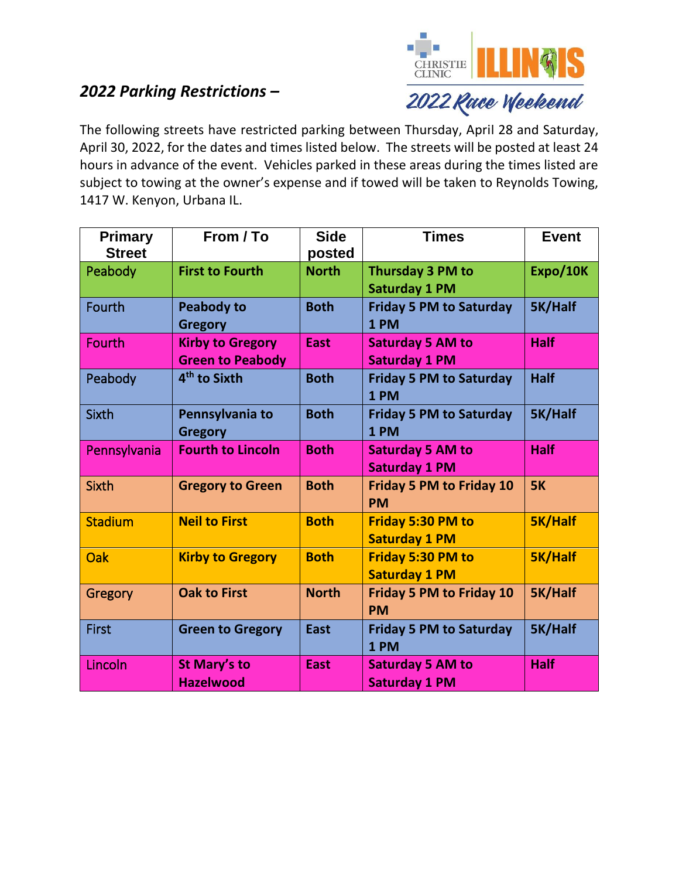## *2022 Parking Restrictions –*

CHRISTIE CLINIC ILLINOIS 2022 Race Weekend

The following streets have restricted parking between Thursday, April 28 and Saturday, April 30, 2022, for the dates and times listed below. The streets will be posted at least 24 hours in advance of the event. Vehicles parked in these areas during the times listed are subject to towing at the owner's expense and if towed will be taken to Reynolds Towing, 1417 W. Kenyon, Urbana IL.

| Primary Street | From / To | Side posted | Times | Event |
|---|---|---|---|---|
| Peabody | **First to Fourth** | **North** | **Thursday 3 PM to Saturday 1 PM** | **Expo/10K** |
| Fourth | **Peabody to Gregory** | **Both** | **Friday 5 PM to Saturday 1 PM** | **5K/Half** |
| Fourth | **Kirby to Gregory Green to Peabody** | **East** | **Saturday 5 AM to Saturday 1 PM** | **Half** |
| Peabody | **4th to Sixth** | **Both** | **Friday 5 PM to Saturday 1 PM** | **Half** |
| Sixth | **Pennsylvania to Gregory** | **Both** | **Friday 5 PM to Saturday 1 PM** | **5K/Half** |
| Pennsylvania | **Fourth to Lincoln** | **Both** | **Saturday 5 AM to Saturday 1 PM** | **Half** |
| Sixth | **Gregory to Green** | **Both** | **Friday 5 PM to Friday 10 PM** | **5K** |
| Stadium | **Neil to First** | **Both** | **Friday 5:30 PM to Saturday 1 PM** | **5K/Half** |
| Oak | **Kirby to Gregory** | **Both** | **Friday 5:30 PM to Saturday 1 PM** | **5K/Half** |
| Gregory | **Oak to First** | **North** | **Friday 5 PM to Friday 10 PM** | **5K/Half** |
| First | **Green to Gregory** | **East** | **Friday 5 PM to Saturday 1 PM** | **5K/Half** |
| Lincoln | **St Mary's to Hazelwood** | **East** | **Saturday 5 AM to Saturday 1 PM** | **Half** |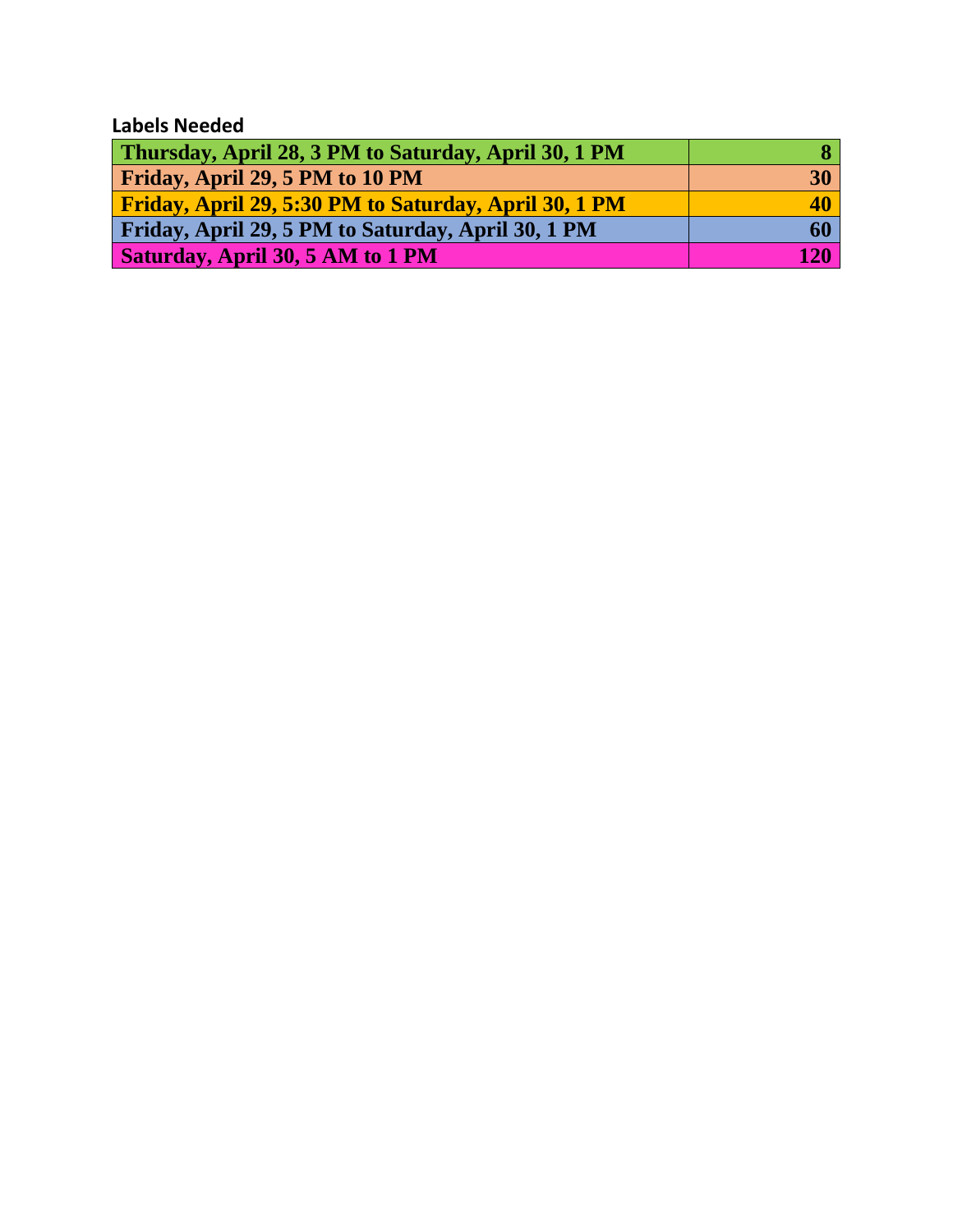**Labels Needed**

| | |
|---|---|
| **Thursday, April 28, 3 PM to Saturday, April 30, 1 PM** | **8** |
| **Friday, April 29, 5 PM to 10 PM** | **30** |
| **Friday, April 29, 5:30 PM to Saturday, April 30, 1 PM** | **40** |
| **Friday, April 29, 5 PM to Saturday, April 30, 1 PM** | **60** |
| **Saturday, April 30, 5 AM to 1 PM** | **120** |